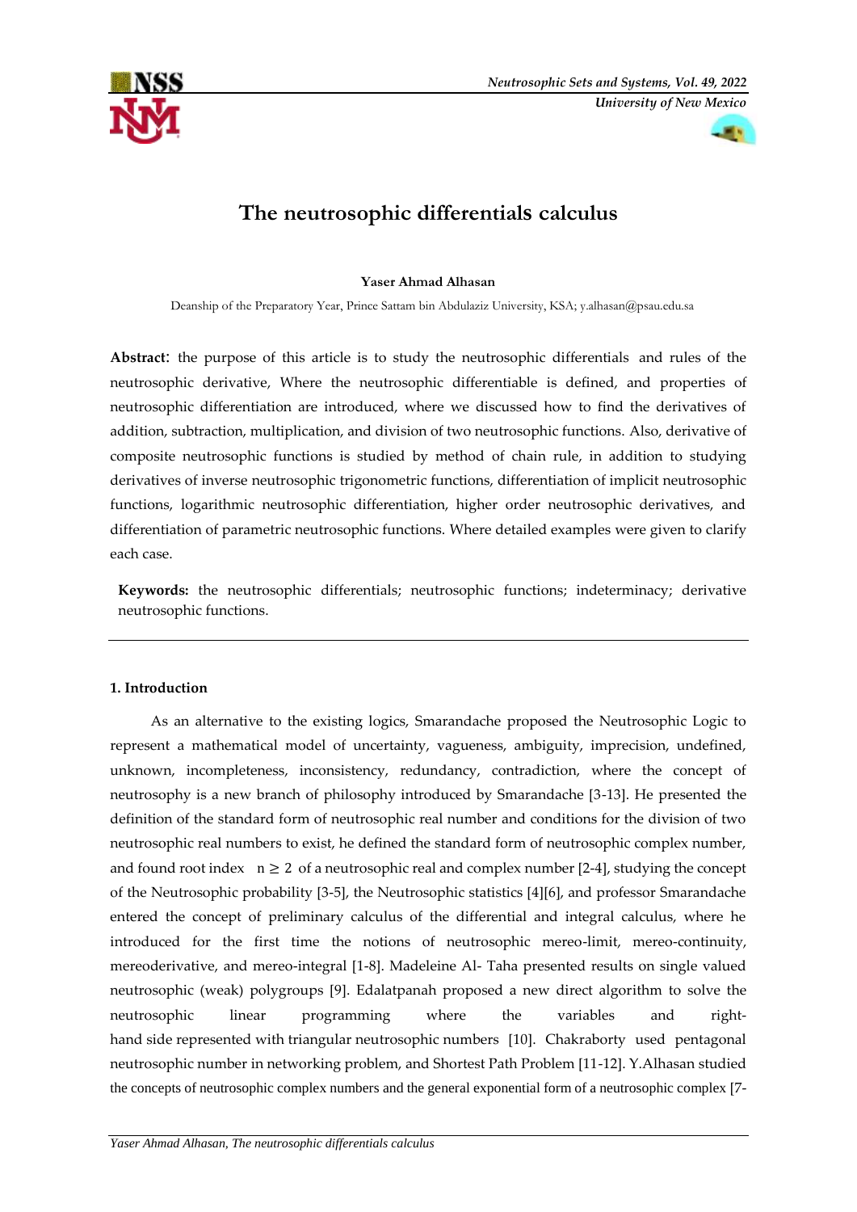# The neutrosophic differentials calculus

**Yaser Ahmad Alhasan**

Deanship of the Preparatory Year, Prince Sattam bin Abdulaziz University, KSA; y.alhasan@psau.edu.sa

**Abstract**: the purpose of this article is to study the neutrosophic differentials and rules of the neutrosophic derivative, Where the neutrosophic differentiable is defined, and properties of neutrosophic differentiation are introduced, where we discussed how to find the derivatives of addition, subtraction, multiplication, and division of two neutrosophic functions. Also, derivative of composite neutrosophic functions is studied by method of chain rule, in addition to studying derivatives of inverse neutrosophic trigonometric functions, differentiation of implicit neutrosophic functions, logarithmic neutrosophic differentiation, higher order neutrosophic derivatives, and differentiation of parametric neutrosophic functions. Where detailed examples were given to clarify each case.

**Keywords:** the neutrosophic differentials; neutrosophic functions; indeterminacy; derivative neutrosophic functions.

## 1. Introduction

As an alternative to the existing logics, Smarandache proposed the Neutrosophic Logic to represent a mathematical model of uncertainty, vagueness, ambiguity, imprecision, undefined, unknown, incompleteness, inconsistency, redundancy, contradiction, where the concept of neutrosophy is a new branch of philosophy introduced by Smarandache [3-13]. He presented the definition of the standard form of neutrosophic real number and conditions for the division of two neutrosophic real numbers to exist, he defined the standard form of neutrosophic complex number, and found root index $n \geq 2$ of a neutrosophic real and complex number [2-4], studying the concept of the Neutrosophic probability [3-5], the Neutrosophic statistics [4][6], and professor Smarandache entered the concept of preliminary calculus of the differential and integral calculus, where he introduced for the first time the notions of neutrosophic mereo-limit, mereo-continuity, mereoderivative, and mereo-integral [1-8]. Madeleine Al- Taha presented results on single valued neutrosophic (weak) polygroups [9]. Edalatpanah proposed a new direct algorithm to solve the neutrosophic linear programming where the variables and right-hand side represented with triangular neutrosophic numbers [10]. Chakraborty used pentagonal neutrosophic number in networking problem, and Shortest Path Problem [11-12]. Y.Alhasan studied the concepts of neutrosophic complex numbers and the general exponential form of a neutrosophic complex [7-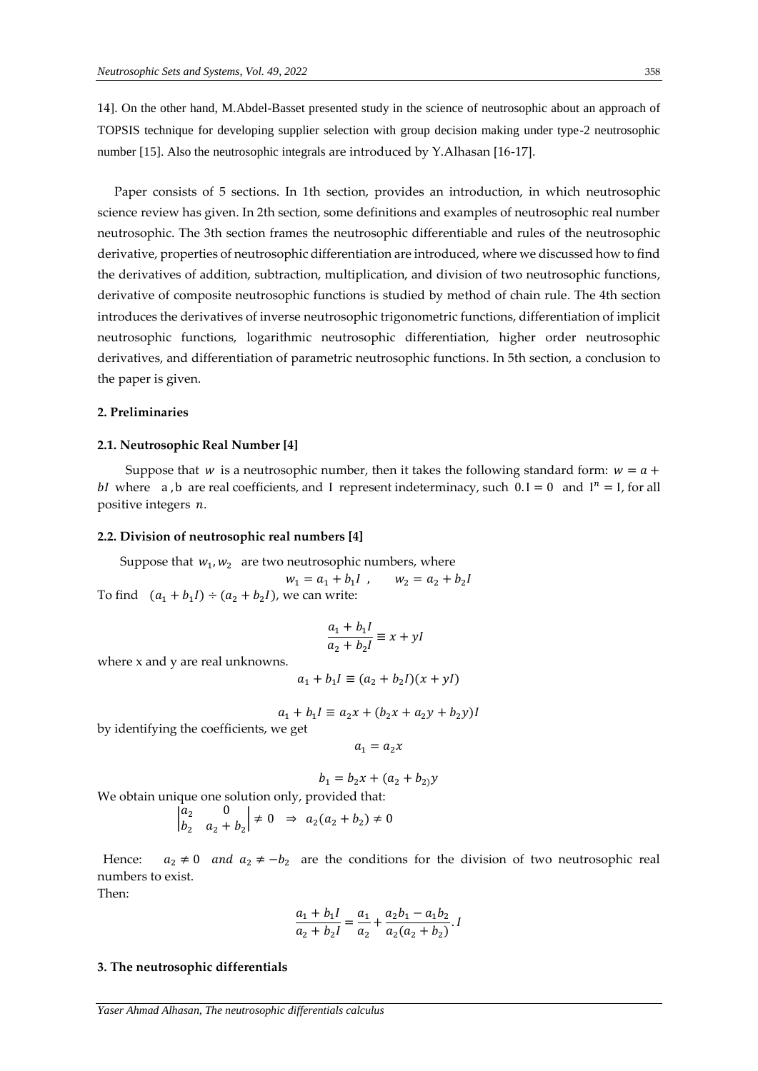14]. On the other hand, M.Abdel-Basset presented study in the science of neutrosophic about an approach of TOPSIS technique for developing supplier selection with group decision making under type-2 neutrosophic number [15]. Also the neutrosophic integrals are introduced by Y.Alhasan [16-17].

Paper consists of 5 sections. In 1th section, provides an introduction, in which neutrosophic science review has given. In 2th section, some definitions and examples of neutrosophic real number neutrosophic. The 3th section frames the neutrosophic differentiable and rules of the neutrosophic derivative, properties of neutrosophic differentiation are introduced, where we discussed how to find the derivatives of addition, subtraction, multiplication, and division of two neutrosophic functions, derivative of composite neutrosophic functions is studied by method of chain rule. The 4th section introduces the derivatives of inverse neutrosophic trigonometric functions, differentiation of implicit neutrosophic functions, logarithmic neutrosophic differentiation, higher order neutrosophic derivatives, and differentiation of parametric neutrosophic functions. In 5th section, a conclusion to the paper is given.

## 2. Preliminaries

### 2.1. Neutrosophic Real Number [4]

Suppose that $w$ is a neutrosophic number, then it takes the following standard form: $w = a + bI$ where a , b are real coefficients, and I represent indeterminacy, such $0.\mathrm{I} = 0$ and $\mathrm{I}^n = \mathrm{I}$, for all positive integers $n$.

### 2.2. Division of neutrosophic real numbers [4]

Suppose that $w_1, w_2$ are two neutrosophic numbers, where

$$w_1 = a_1 + b_1 I \ , \qquad w_2 = a_2 + b_2 I$$

To find $(a_1 + b_1 I) \div (a_2 + b_2 I)$, we can write:

$$\frac{a_1 + b_1 I}{a_2 + b_2 I} \equiv x + yI$$

where x and y are real unknowns.

$$a_1 + b_1 I \equiv (a_2 + b_2 I)(x + yI)$$

$$a_1 + b_1 I \equiv a_2 x + (b_2 x + a_2 y + b_2 y)I$$

by identifying the coefficients, we get

$$a_1 = a_2 x$$

$$b_1 = b_2 x + (a_2 + b_2)y$$

We obtain unique one solution only, provided that:

$$\begin{vmatrix} a_2 & 0 \\ b_2 & a_2 + b_2 \end{vmatrix} \neq 0 \ \Rightarrow \ a_2(a_2 + b_2) \neq 0$$

Hence: $a_2 \neq 0$ *and* $a_2 \neq -b_2$ are the conditions for the division of two neutrosophic real numbers to exist.

Then:

$$\frac{a_1 + b_1 I}{a_2 + b_2 I} = \frac{a_1}{a_2} + \frac{a_2 b_1 - a_1 b_2}{a_2(a_2 + b_2)}.I$$

## 3. The neutrosophic differentials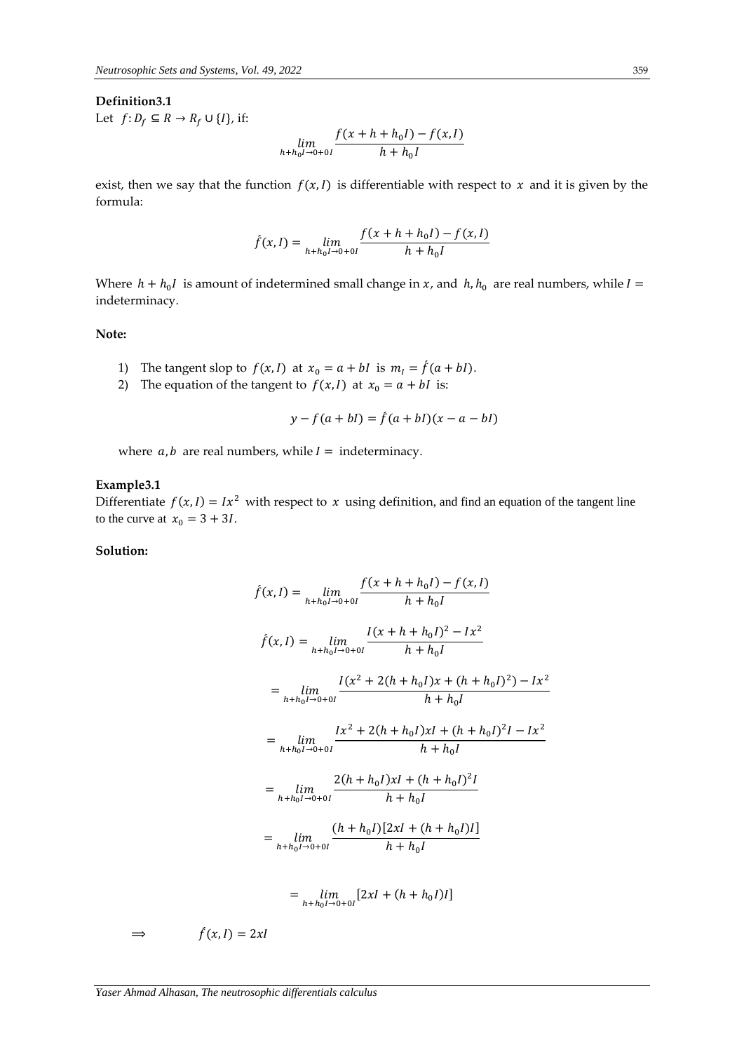**Definition3.1**

Let $f: D_f \subseteq R \to R_f \cup \{I\}$, if:

$$\lim_{h+h_0 I \to 0+0I} \frac{f(x+h+h_0 I) - f(x,I)}{h+h_0 I}$$

exist, then we say that the function $f(x,I)$ is differentiable with respect to $x$ and it is given by the formula:

$$\acute{f}(x,I) = \lim_{h+h_0 I \to 0+0I} \frac{f(x+h+h_0 I) - f(x,I)}{h+h_0 I}$$

Where $h + h_0 I$ is amount of indetermined small change in $x$, and $h, h_0$ are real numbers, while $I =$ indeterminacy.

**Note:**

1) The tangent slop to $f(x,I)$ at $x_0 = a + bI$ is $m_I = \acute{f}(a + bI)$.
2) The equation of the tangent to $f(x,I)$ at $x_0 = a + bI$ is:

$$y - f(a + bI) = \acute{f}(a + bI)(x - a - bI)$$

where $a, b$ are real numbers, while $I =$ indeterminacy.

**Example3.1**

Differentiate $f(x,I) = Ix^2$ with respect to $x$ using definition, and find an equation of the tangent line to the curve at $x_0 = 3 + 3I$.

**Solution:**

$$\acute{f}(x,I) = \lim_{h+h_0 I \to 0+0I} \frac{f(x+h+h_0 I) - f(x,I)}{h+h_0 I}$$

$$\acute{f}(x,I) = \lim_{h+h_0 I \to 0+0I} \frac{I(x+h+h_0 I)^2 - Ix^2}{h+h_0 I}$$

$$= \lim_{h+h_0 I \to 0+0I} \frac{I(x^2 + 2(h+h_0 I)x + (h+h_0 I)^2) - Ix^2}{h+h_0 I}$$

$$= \lim_{h+h_0 I \to 0+0I} \frac{Ix^2 + 2(h+h_0 I)xI + (h+h_0 I)^2 I - Ix^2}{h+h_0 I}$$

$$= \lim_{h+h_0 I \to 0+0I} \frac{2(h+h_0 I)xI + (h+h_0 I)^2 I}{h+h_0 I}$$

$$= \lim_{h+h_0 I \to 0+0I} \frac{(h+h_0 I)[2xI + (h+h_0 I)I]}{h+h_0 I}$$

$$= \lim_{h+h_0 I \to 0+0I} [2xI + (h+h_0 I)I]$$

$$\Longrightarrow \qquad \acute{f}(x,I) = 2xI$$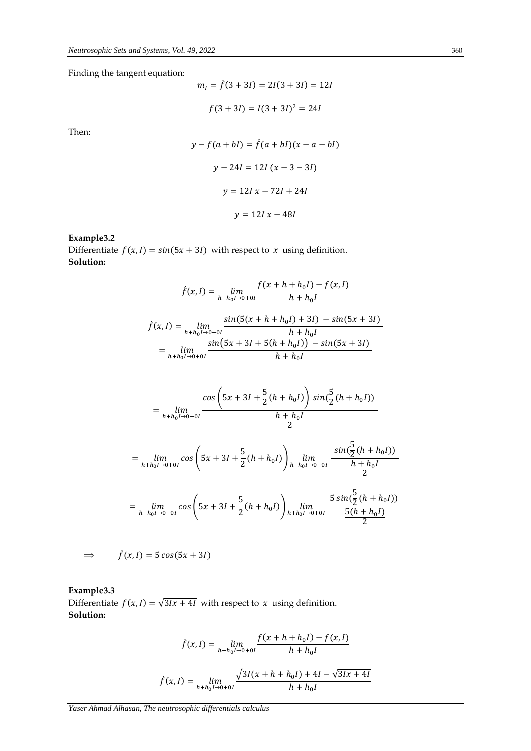Finding the tangent equation:

$$m_I = \acute{f}(3+3I) = 2I(3+3I) = 12I$$

$$f(3+3I) = I(3+3I)^2 = 24I$$

Then:

$$y - f(a+bI) = \acute{f}(a+bI)(x-a-bI)$$

$$y - 24I = 12I\,(x-3-3I)$$

$$y = 12I\,x - 72I + 24I$$

$$y = 12I\,x - 48I$$

**Example3.2**

Differentiate $f(x,I) = sin(5x+3I)$ with respect to $x$ using definition.

**Solution:**

$$\acute{f}(x,I) = \lim_{h+h_0I \to 0+0I} \frac{f(x+h+h_0I) - f(x,I)}{h+h_0I}$$

$$\acute{f}(x,I) = \lim_{h+h_0I \to 0+0I} \frac{sin(5(x+h+h_0I)+3I) - sin(5x+3I)}{h+h_0I}$$

$$= \lim_{h+h_0I \to 0+0I} \frac{sin\big(5x+3I+5(h+h_0I)\big) - sin(5x+3I)}{h+h_0I}$$

$$= \lim_{h+h_0I \to 0+0I} \frac{cos\left(5x+3I+\frac{5}{2}(h+h_0I)\right)\, sin(\frac{5}{2}(h+h_0I))}{\frac{h+h_0I}{2}}$$

$$= \lim_{h+h_0I \to 0+0I} cos\left(5x+3I+\frac{5}{2}(h+h_0I)\right) \lim_{h+h_0I \to 0+0I} \frac{sin(\frac{5}{2}(h+h_0I))}{\frac{h+h_0I}{2}}$$

$$= \lim_{h+h_0I \to 0+0I} cos\left(5x+3I+\frac{5}{2}(h+h_0I)\right) \lim_{h+h_0I \to 0+0I} \frac{5\,sin(\frac{5}{2}(h+h_0I))}{\frac{5(h+h_0I)}{2}}$$

$$\Longrightarrow \qquad \acute{f}(x,I) = 5\,cos(5x+3I)$$

**Example3.3**

Differentiate $f(x,I) = \sqrt{3Ix+4I}$ with respect to $x$ using definition.

**Solution:**

$$\acute{f}(x,I) = \lim_{h+h_0I \to 0+0I} \frac{f(x+h+h_0I) - f(x,I)}{h+h_0I}$$

$$\acute{f}(x,I) = \lim_{h+h_0I \to 0+0I} \frac{\sqrt{3I(x+h+h_0I)+4I} - \sqrt{3Ix+4I}}{h+h_0I}$$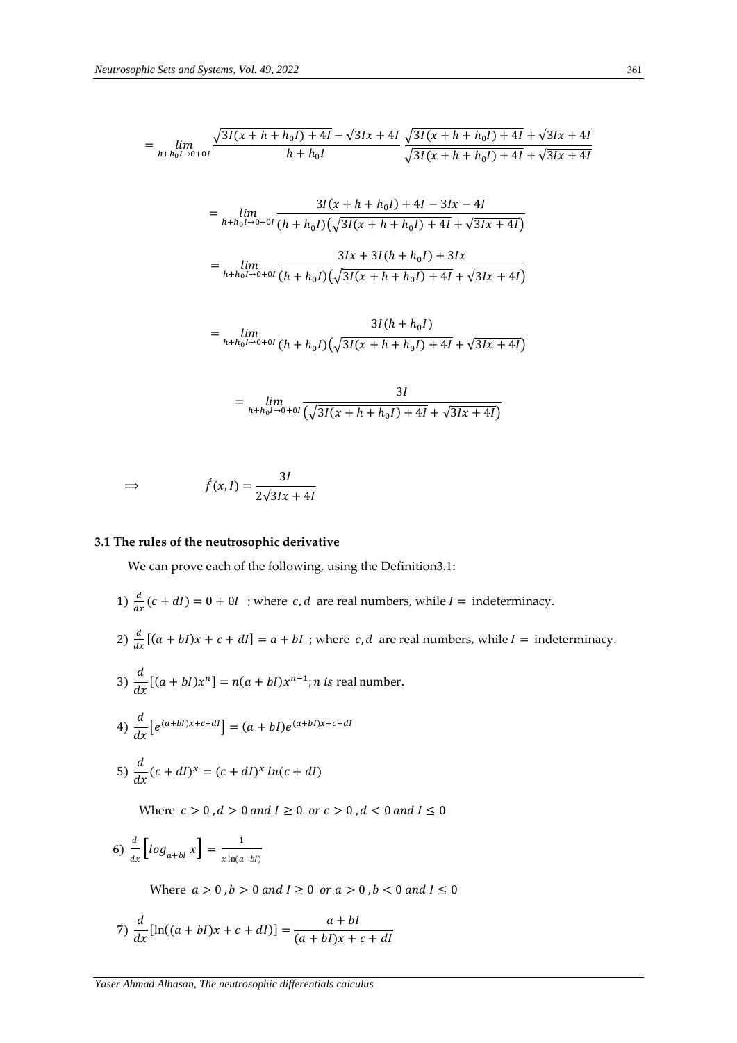$$= \lim_{h+h_0I\to 0+0I} \frac{\sqrt{3I(x+h+h_0I)+4I}-\sqrt{3Ix+4I}}{h+h_0I} \frac{\sqrt{3I(x+h+h_0I)+4I}+\sqrt{3Ix+4I}}{\sqrt{3I(x+h+h_0I)+4I}+\sqrt{3Ix+4I}}$$

$$= \lim_{h+h_0I\to 0+0I} \frac{3I(x+h+h_0I)+4I-3Ix-4I}{(h+h_0I)\left(\sqrt{3I(x+h+h_0I)+4I}+\sqrt{3Ix+4I}\right)}$$

$$= \lim_{h+h_0I\to 0+0I} \frac{3Ix+3I(h+h_0I)+3Ix}{(h+h_0I)\left(\sqrt{3I(x+h+h_0I)+4I}+\sqrt{3Ix+4I}\right)}$$

$$= \lim_{h+h_0I\to 0+0I} \frac{3I(h+h_0I)}{(h+h_0I)\left(\sqrt{3I(x+h+h_0I)+4I}+\sqrt{3Ix+4I}\right)}$$

$$= \lim_{h+h_0I\to 0+0I} \frac{3I}{\left(\sqrt{3I(x+h+h_0I)+4I}+\sqrt{3Ix+4I}\right)}$$

$$\Longrightarrow \qquad \acute{f}(x,I) = \frac{3I}{2\sqrt{3Ix+4I}}$$

### 3.1 The rules of the neutrosophic derivative

We can prove each of the following, using the Definition3.1:

1) $\frac{d}{dx}(c+dI) = 0+0I$ ; where $c, d$ are real numbers, while $I =$ indeterminacy.

2) $\frac{d}{dx}[(a+bI)x+c+dI] = a+bI$ ; where $c, d$ are real numbers, while $I =$ indeterminacy.

3) $\frac{d}{dx}[(a+bI)x^n] = n(a+bI)x^{n-1}$; $n$ *is* real number.

4) $\frac{d}{dx}\left[e^{(a+bI)x+c+dI}\right] = (a+bI)e^{(a+bI)x+c+dI}$

5) $\frac{d}{dx}(c+dI)^x = (c+dI)^x \ln(c+dI)$

Where $c > 0, d > 0$ *and* $I \geq 0$ *or* $c > 0, d < 0$ *and* $I \leq 0$

6) $\frac{d}{dx}\left[\log_{a+bI} x\right] = \frac{1}{x\ln(a+bI)}$

Where $a > 0, b > 0$ *and* $I \geq 0$ *or* $a > 0, b < 0$ *and* $I \leq 0$

7) $\frac{d}{dx}[\ln((a+bI)x+c+dI)] = \frac{a+bI}{(a+bI)x+c+dI}$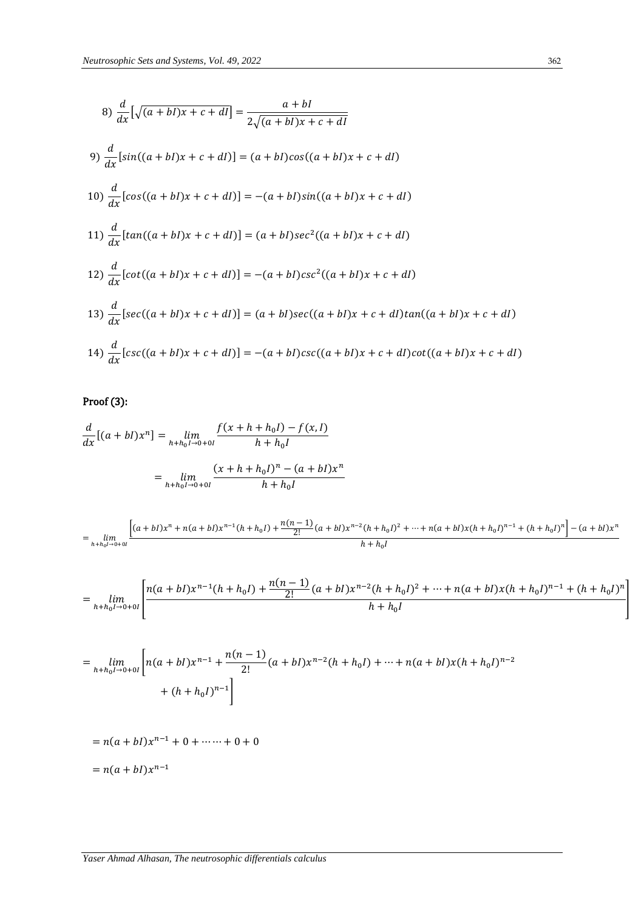8) $$\frac{d}{dx}\left[\sqrt{(a+bI)x+c+dI}\right]=\frac{a+bI}{2\sqrt{(a+bI)x+c+dI}}$$

9) $$\frac{d}{dx}[sin((a+bI)x+c+dI)]=(a+bI)cos((a+bI)x+c+dI)$$

10) $$\frac{d}{dx}[cos((a+bI)x+c+dI)]=-(a+bI)sin((a+bI)x+c+dI)$$

11) $$\frac{d}{dx}[tan((a+bI)x+c+dI)]=(a+bI)sec^2((a+bI)x+c+dI)$$

12) $$\frac{d}{dx}[cot((a+bI)x+c+dI)]=-(a+bI)csc^2((a+bI)x+c+dI)$$

13) $$\frac{d}{dx}[sec((a+bI)x+c+dI)]=(a+bI)sec((a+bI)x+c+dI)tan((a+bI)x+c+dI)$$

14) $$\frac{d}{dx}[csc((a+bI)x+c+dI)]=-(a+bI)csc((a+bI)x+c+dI)cot((a+bI)x+c+dI)$$

**Proof (3):**

$$\frac{d}{dx}[(a+bI)x^n]=\lim_{h+h_0I\to 0+0I}\frac{f(x+h+h_0I)-f(x,I)}{h+h_0I}$$

$$=\lim_{h+h_0I\to 0+0I}\frac{(x+h+h_0I)^n-(a+bI)x^n}{h+h_0I}$$

$$=\lim_{h+h_0I\to 0+0I}\frac{\left[(a+bI)x^n+n(a+bI)x^{n-1}(h+h_0I)+\frac{n(n-1)}{2!}(a+bI)x^{n-2}(h+h_0I)^2+\cdots+n(a+bI)x(h+h_0I)^{n-1}+(h+h_0I)^n\right]-(a+bI)x^n}{h+h_0I}$$

$$=\lim_{h+h_0I\to 0+0I}\left[\frac{n(a+bI)x^{n-1}(h+h_0I)+\frac{n(n-1)}{2!}(a+bI)x^{n-2}(h+h_0I)^2+\cdots+n(a+bI)x(h+h_0I)^{n-1}+(h+h_0I)^n}{h+h_0I}\right]$$

$$=\lim_{h+h_0I\to 0+0I}\left[n(a+bI)x^{n-1}+\frac{n(n-1)}{2!}(a+bI)x^{n-2}(h+h_0I)+\cdots+n(a+bI)x(h+h_0I)^{n-2}+(h+h_0I)^{n-1}\right]$$

$$=n(a+bI)x^{n-1}+0+\cdots\cdots+0+0$$

$$=n(a+bI)x^{n-1}$$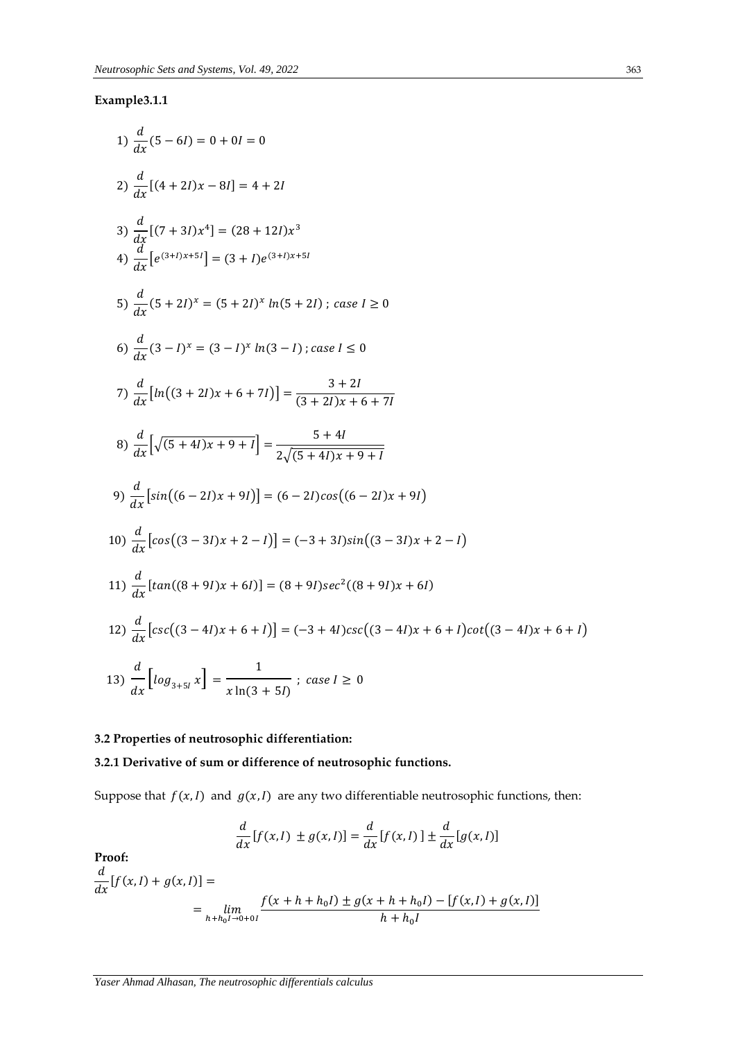**Example3.1.1**

1) $\dfrac{d}{dx}(5-6I)=0+0I=0$

2) $\dfrac{d}{dx}[(4+2I)x-8I]=4+2I$

3) $\dfrac{d}{dx}[(7+3I)x^4]=(28+12I)x^3$

4) $\dfrac{d}{dx}\left[e^{(3+I)x+5I}\right]=(3+I)e^{(3+I)x+5I}$

5) $\dfrac{d}{dx}(5+2I)^x=(5+2I)^x\,ln(5+2I)\ ;\ case\ I\geq 0$

6) $\dfrac{d}{dx}(3-I)^x=(3-I)^x\,ln(3-I)\ ;case\ I\leq 0$

7) $\dfrac{d}{dx}\left[ln\big((3+2I)x+6+7I\big)\right]=\dfrac{3+2I}{(3+2I)x+6+7I}$

8) $\dfrac{d}{dx}\left[\sqrt{(5+4I)x+9+I}\right]=\dfrac{5+4I}{2\sqrt{(5+4I)x+9+I}}$

9) $\dfrac{d}{dx}\left[sin\big((6-2I)x+9I\big)\right]=(6-2I)cos\big((6-2I)x+9I\big)$

10) $\dfrac{d}{dx}\left[cos\big((3-3I)x+2-I\big)\right]=(-3+3I)sin\big((3-3I)x+2-I\big)$

11) $\dfrac{d}{dx}[tan((8+9I)x+6I)]=(8+9I)sec^2((8+9I)x+6I)$

12) $\dfrac{d}{dx}\left[csc\big((3-4I)x+6+I\big)\right]=(-3+4I)csc\big((3-4I)x+6+I\big)cot\big((3-4I)x+6+I\big)$

13) $\dfrac{d}{dx}\left[log_{3+5I}\,x\right]=\dfrac{1}{x\ln(3+5I)}\ ;\ case\ I\geq 0$

**3.2 Properties of neutrosophic differentiation:**

**3.2.1 Derivative of sum or difference of neutrosophic functions.**

Suppose that $f(x,I)$ and $g(x,I)$ are any two differentiable neutrosophic functions, then:

$$\frac{d}{dx}[f(x,I)\pm g(x,I)]=\frac{d}{dx}[f(x,I)]\pm\frac{d}{dx}[g(x,I)]$$

**Proof:**

$$\frac{d}{dx}[f(x,I)+g(x,I)]=$$

$$=\lim_{h+h_0I\to 0+0I}\frac{f(x+h+h_0I)\pm g(x+h+h_0I)-[f(x,I)+g(x,I)]}{h+h_0I}$$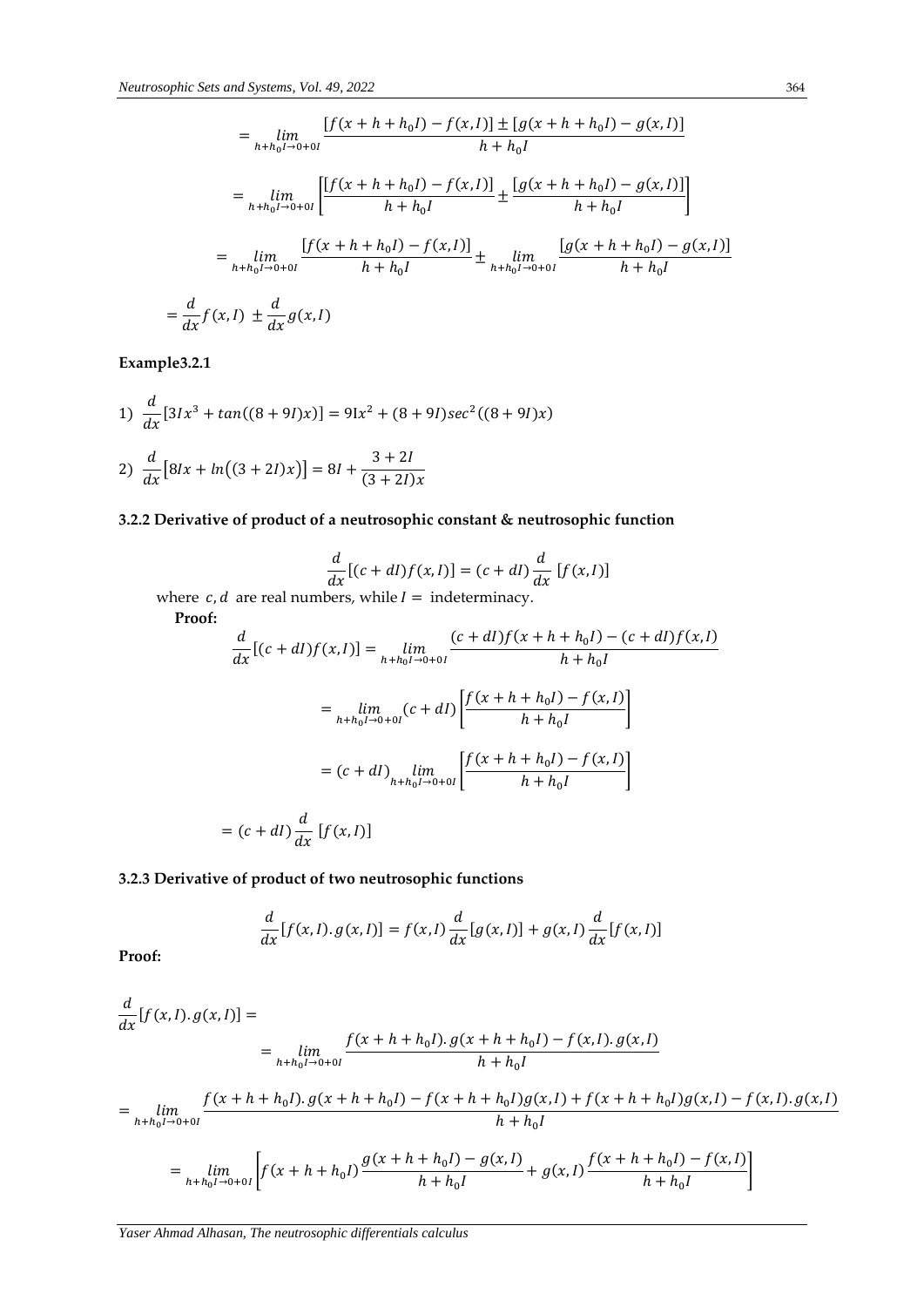$$= \lim_{h+h_0I \to 0+0I} \frac{[f(x+h+h_0I) - f(x,I)] \pm [g(x+h+h_0I) - g(x,I)]}{h+h_0I}$$

$$= \lim_{h+h_0I \to 0+0I} \left[ \frac{[f(x+h+h_0I) - f(x,I)]}{h+h_0I} \pm \frac{[g(x+h+h_0I) - g(x,I)]}{h+h_0I} \right]$$

$$= \lim_{h+h_0I \to 0+0I} \frac{[f(x+h+h_0I) - f(x,I)]}{h+h_0I} \pm \lim_{h+h_0I \to 0+0I} \frac{[g(x+h+h_0I) - g(x,I)]}{h+h_0I}$$

$$= \frac{d}{dx} f(x,I) \pm \frac{d}{dx} g(x,I)$$

**Example3.2.1**

1) $\frac{d}{dx}[3Ix^3 + tan((8+9I)x)] = 9Ix^2 + (8+9I)sec^2((8+9I)x)$

2) $\frac{d}{dx}[8Ix + ln((3+2I)x)] = 8I + \frac{3+2I}{(3+2I)x}$

### 3.2.2 Derivative of product of a neutrosophic constant & neutrosophic function

$$\frac{d}{dx}[(c+dI)f(x,I)] = (c+dI)\frac{d}{dx}[f(x,I)]$$

where $c, d$ are real numbers, while $I =$ indeterminacy.

**Proof:**

$$\frac{d}{dx}[(c+dI)f(x,I)] = \lim_{h+h_0I \to 0+0I} \frac{(c+dI)f(x+h+h_0I) - (c+dI)f(x,I)}{h+h_0I}$$

$$= \lim_{h+h_0I \to 0+0I} (c+dI) \left[ \frac{f(x+h+h_0I) - f(x,I)}{h+h_0I} \right]$$

$$= (c+dI) \lim_{h+h_0I \to 0+0I} \left[ \frac{f(x+h+h_0I) - f(x,I)}{h+h_0I} \right]$$

$$= (c+dI)\frac{d}{dx}[f(x,I)]$$

### 3.2.3 Derivative of product of two neutrosophic functions

$$\frac{d}{dx}[f(x,I).g(x,I)] = f(x,I)\frac{d}{dx}[g(x,I)] + g(x,I)\frac{d}{dx}[f(x,I)]$$

**Proof:**

$$\frac{d}{dx}[f(x,I).g(x,I)] =$$

$$= \lim_{h+h_0I \to 0+0I} \frac{f(x+h+h_0I).g(x+h+h_0I) - f(x,I).g(x,I)}{h+h_0I}$$

$$= \lim_{h+h_0I \to 0+0I} \frac{f(x+h+h_0I).g(x+h+h_0I) - f(x+h+h_0I)g(x,I) + f(x+h+h_0I)g(x,I) - f(x,I).g(x,I)}{h+h_0I}$$

$$= \lim_{h+h_0I \to 0+0I} \left[ f(x+h+h_0I)\frac{g(x+h+h_0I) - g(x,I)}{h+h_0I} + g(x,I)\frac{f(x+h+h_0I) - f(x,I)}{h+h_0I} \right]$$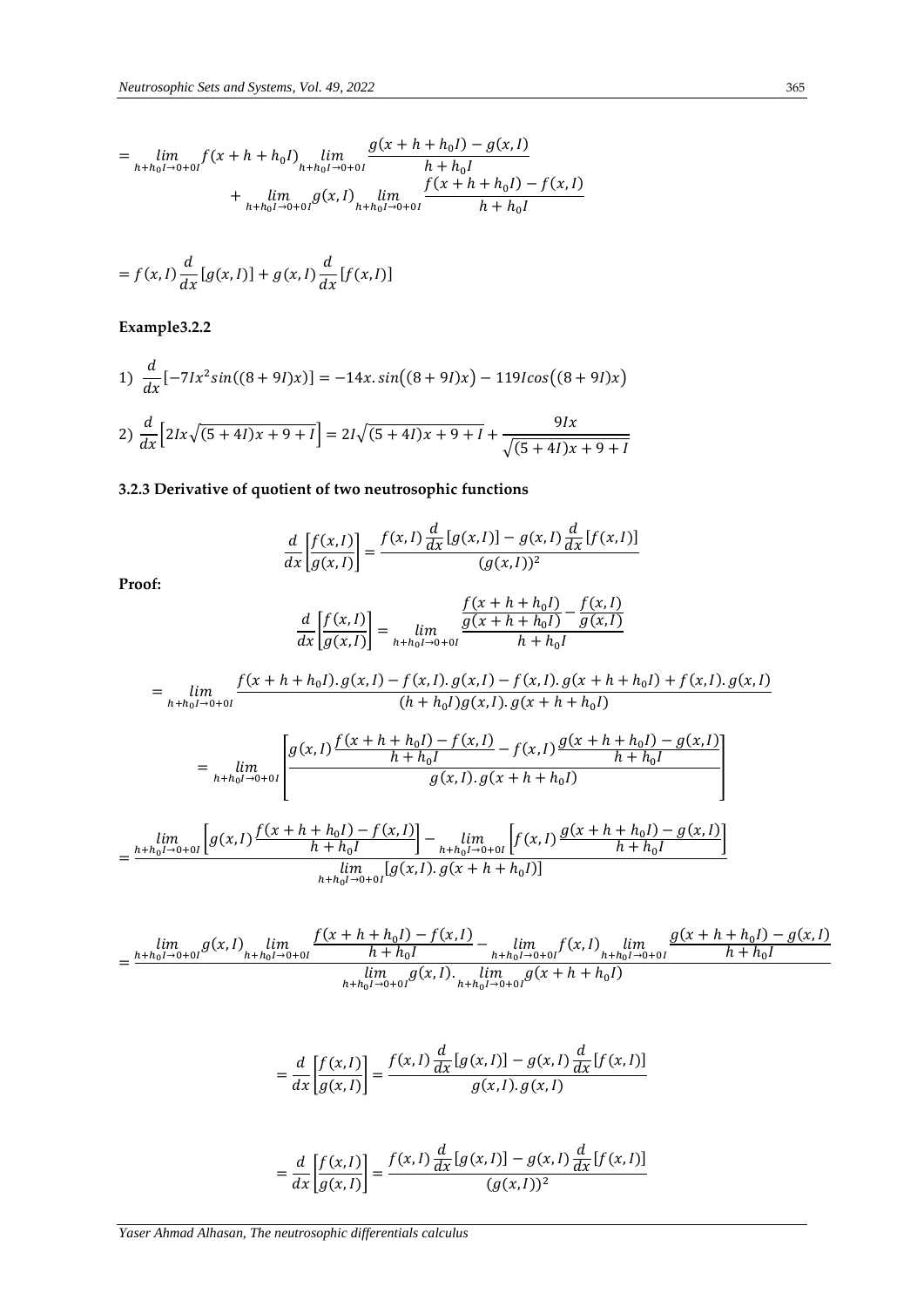$$= \lim_{h+h_0I\to 0+0I} f(x+h+h_0I) \lim_{h+h_0I\to 0+0I} \frac{g(x+h+h_0I)-g(x,I)}{h+h_0I} + \lim_{h+h_0I\to 0+0I} g(x,I) \lim_{h+h_0I\to 0+0I} \frac{f(x+h+h_0I)-f(x,I)}{h+h_0I}$$

$$= f(x,I)\frac{d}{dx}[g(x,I)] + g(x,I)\frac{d}{dx}[f(x,I)]$$

**Example3.2.2**

1) $\frac{d}{dx}[-7Ix^2 sin((8+9I)x)] = -14x.\sin\big((8+9I)x\big) - 119I\cos\big((8+9I)x\big)$

2) $\frac{d}{dx}\Big[2Ix\sqrt{(5+4I)x+9+I}\Big] = 2I\sqrt{(5+4I)x+9+I} + \frac{9Ix}{\sqrt{(5+4I)x+9+I}}$

**3.2.3 Derivative of quotient of two neutrosophic functions**

$$\frac{d}{dx}\left[\frac{f(x,I)}{g(x,I)}\right] = \frac{f(x,I)\frac{d}{dx}[g(x,I)] - g(x,I)\frac{d}{dx}[f(x,I)]}{(g(x,I))^2}$$

**Proof:**

$$\frac{d}{dx}\left[\frac{f(x,I)}{g(x,I)}\right] = \lim_{h+h_0I\to 0+0I} \frac{\frac{f(x+h+h_0I)}{g(x+h+h_0I)} - \frac{f(x,I)}{g(x,I)}}{h+h_0I}$$

$$= \lim_{h+h_0I\to 0+0I} \frac{f(x+h+h_0I).g(x,I) - f(x,I).g(x,I) - f(x,I).g(x+h+h_0I) + f(x,I).g(x,I)}{(h+h_0I)g(x,I).g(x+h+h_0I)}$$

$$= \lim_{h+h_0I\to 0+0I} \left[\frac{g(x,I)\frac{f(x+h+h_0I)-f(x,I)}{h+h_0I} - f(x,I)\frac{g(x+h+h_0I)-g(x,I)}{h+h_0I}}{g(x,I).g(x+h+h_0I)}\right]$$

$$= \frac{\lim_{h+h_0I\to 0+0I}\left[g(x,I)\frac{f(x+h+h_0I)-f(x,I)}{h+h_0I}\right] - \lim_{h+h_0I\to 0+0I}\left[f(x,I)\frac{g(x+h+h_0I)-g(x,I)}{h+h_0I}\right]}{\lim_{h+h_0I\to 0+0I}[g(x,I).g(x+h+h_0I)]}$$

$$= \frac{\lim_{h+h_0I\to 0+0I} g(x,I) \lim_{h+h_0I\to 0+0I} \frac{f(x+h+h_0I)-f(x,I)}{h+h_0I} - \lim_{h+h_0I\to 0+0I} f(x,I) \lim_{h+h_0I\to 0+0I} \frac{g(x+h+h_0I)-g(x,I)}{h+h_0I}}{\lim_{h+h_0I\to 0+0I} g(x,I).\lim_{h+h_0I\to 0+0I} g(x+h+h_0I)}$$

$$= \frac{d}{dx}\left[\frac{f(x,I)}{g(x,I)}\right] = \frac{f(x,I)\frac{d}{dx}[g(x,I)] - g(x,I)\frac{d}{dx}[f(x,I)]}{g(x,I).g(x,I)}$$

$$= \frac{d}{dx}\left[\frac{f(x,I)}{g(x,I)}\right] = \frac{f(x,I)\frac{d}{dx}[g(x,I)] - g(x,I)\frac{d}{dx}[f(x,I)]}{(g(x,I))^2}$$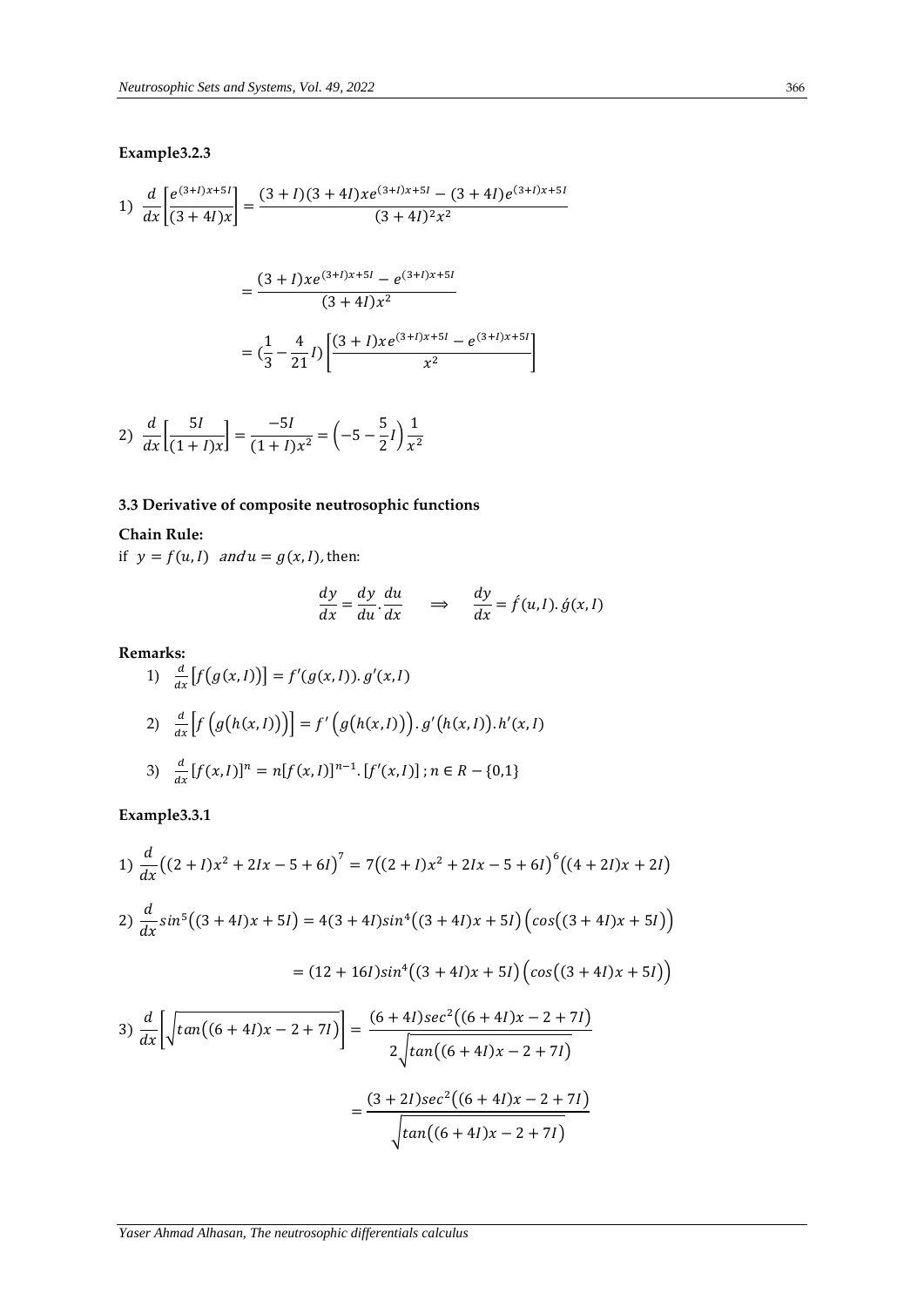**Example3.2.3**

$$1)\ \frac{d}{dx}\left[\frac{e^{(3+I)x+5I}}{(3+4I)x}\right] = \frac{(3+I)(3+4I)xe^{(3+I)x+5I} - (3+4I)e^{(3+I)x+5I}}{(3+4I)^2x^2}$$

$$= \frac{(3+I)xe^{(3+I)x+5I} - e^{(3+I)x+5I}}{(3+4I)x^2}$$

$$= (\frac{1}{3} - \frac{4}{21}I)\left[\frac{(3+I)xe^{(3+I)x+5I} - e^{(3+I)x+5I}}{x^2}\right]$$

$$2)\ \frac{d}{dx}\left[\frac{5I}{(1+I)x}\right] = \frac{-5I}{(1+I)x^2} = \left(-5 - \frac{5}{2}I\right)\frac{1}{x^2}$$

### 3.3 Derivative of composite neutrosophic functions

**Chain Rule:**

if $y = f(u,I)$ and $u = g(x,I)$, then:

$$\frac{dy}{dx} = \frac{dy}{du}.\frac{du}{dx} \quad \Longrightarrow \quad \frac{dy}{dx} = \acute{f}(u,I).\acute{g}(x,I)$$

**Remarks:**

1) $\frac{d}{dx}\left[f\big(g(x,I)\big)\right] = f'(g(x,I)).g'(x,I)$

2) $\frac{d}{dx}\left[f\left(g\big(h(x,I)\big)\right)\right] = f'\left(g\big(h(x,I)\big)\right).g'\big(h(x,I)\big).h'(x,I)$

3) $\frac{d}{dx}[f(x,I)]^n = n[f(x,I)]^{n-1}.[f'(x,I)]\ ; n \in R - \{0,1\}$

**Example3.3.1**

$$1)\ \frac{d}{dx}\big((2+I)x^2 + 2Ix - 5 + 6I\big)^7 = 7\big((2+I)x^2 + 2Ix - 5 + 6I\big)^6\big((4+2I)x + 2I\big)$$

$$2)\ \frac{d}{dx}sin^5\big((3+4I)x + 5I\big) = 4(3+4I)sin^4\big((3+4I)x + 5I\big)\Big(cos\big((3+4I)x + 5I\big)\Big)$$

$$= (12+16I)sin^4\big((3+4I)x + 5I\big)\Big(cos\big((3+4I)x + 5I\big)\Big)$$

$$3)\ \frac{d}{dx}\left[\sqrt{tan\big((6+4I)x - 2 + 7I\big)}\right] = \frac{(6+4I)sec^2\big((6+4I)x - 2 + 7I\big)}{2\sqrt{tan\big((6+4I)x - 2 + 7I\big)}}$$

$$= \frac{(3+2I)sec^2\big((6+4I)x - 2 + 7I\big)}{\sqrt{tan\big((6+4I)x - 2 + 7I\big)}}$$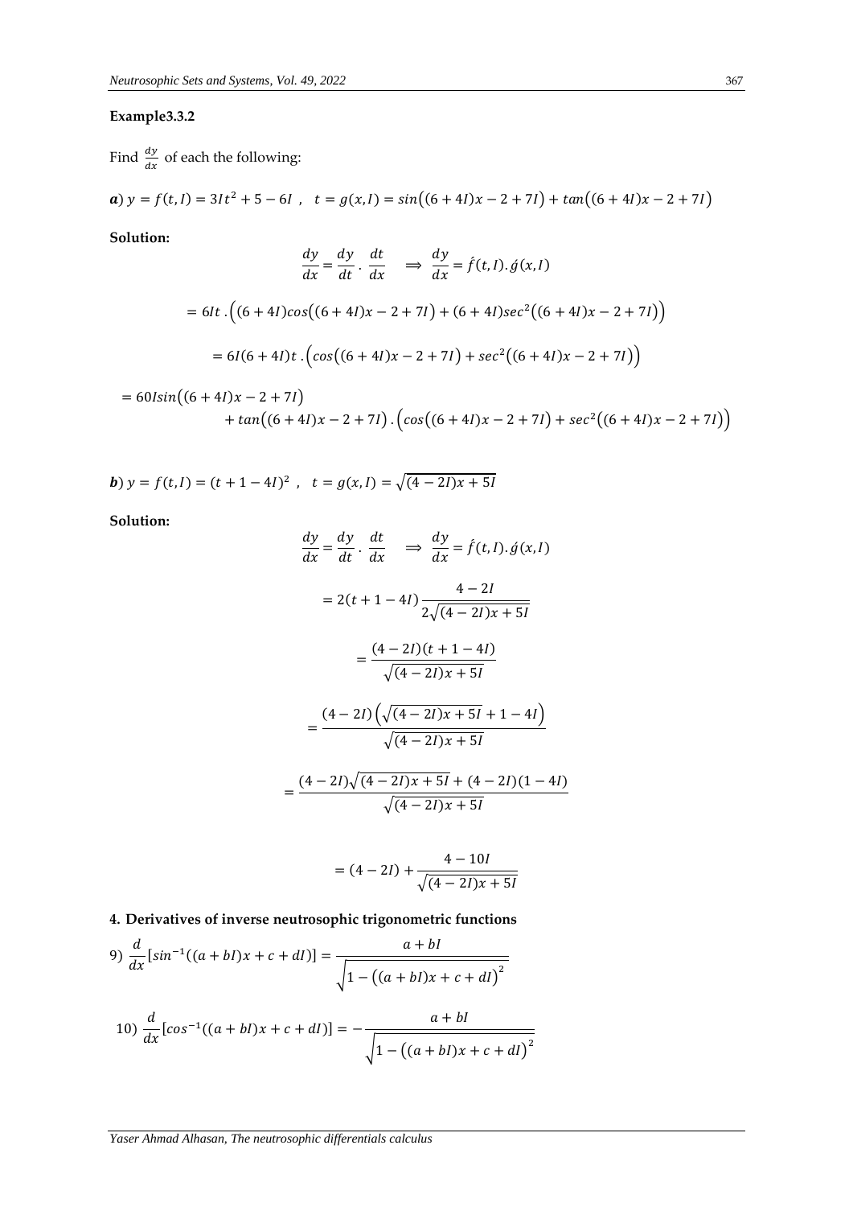**Example3.3.2**

Find $\frac{dy}{dx}$ of each the following:

***a***) $y = f(t,I) = 3It^2 + 5 - 6I$ ,   $t = g(x,I) = sin\big((6+4I)x - 2 + 7I\big) + tan\big((6+4I)x - 2 + 7I\big)$

**Solution:**

$$\frac{dy}{dx} = \frac{dy}{dt} \cdot \frac{dt}{dx} \quad \Longrightarrow \ \frac{dy}{dx} = \acute{f}(t,I).\acute{g}(x,I)$$

$$= 6It \,.\Big((6+4I)cos\big((6+4I)x - 2 + 7I\big) + (6+4I)sec^2\big((6+4I)x - 2 + 7I\big)\Big)$$

$$= 6I(6+4I)t \,.\Big(cos\big((6+4I)x - 2 + 7I\big) + sec^2\big((6+4I)x - 2 + 7I\big)\Big)$$

$$= 60Isin\big((6+4I)x - 2 + 7I\big) + tan\big((6+4I)x - 2 + 7I\big) .\Big(cos\big((6+4I)x - 2 + 7I\big) + sec^2\big((6+4I)x - 2 + 7I\big)\Big)$$

***b***) $y = f(t,I) = (t + 1 - 4I)^2$ ,   $t = g(x,I) = \sqrt{(4-2I)x + 5I}$

**Solution:**

$$\frac{dy}{dx} = \frac{dy}{dt} \cdot \frac{dt}{dx} \quad \Longrightarrow \ \frac{dy}{dx} = \acute{f}(t,I).\acute{g}(x,I)$$

$$= 2(t + 1 - 4I)\frac{4-2I}{2\sqrt{(4-2I)x + 5I}}$$

$$= \frac{(4-2I)(t + 1 - 4I)}{\sqrt{(4-2I)x + 5I}}$$

$$= \frac{(4-2I)\Big(\sqrt{(4-2I)x + 5I} + 1 - 4I\Big)}{\sqrt{(4-2I)x + 5I}}$$

$$= \frac{(4-2I)\sqrt{(4-2I)x + 5I} + (4-2I)(1-4I)}{\sqrt{(4-2I)x + 5I}}$$

$$= (4-2I) + \frac{4-10I}{\sqrt{(4-2I)x + 5I}}$$

## 4. Derivatives of inverse neutrosophic trigonometric functions

9) $$\frac{d}{dx}[sin^{-1}((a+bI)x + c + dI)] = \frac{a+bI}{\sqrt{1 - \big((a+bI)x + c + dI\big)^2}}$$

10) $$\frac{d}{dx}[cos^{-1}((a+bI)x + c + dI)] = -\frac{a+bI}{\sqrt{1 - \big((a+bI)x + c + dI\big)^2}}$$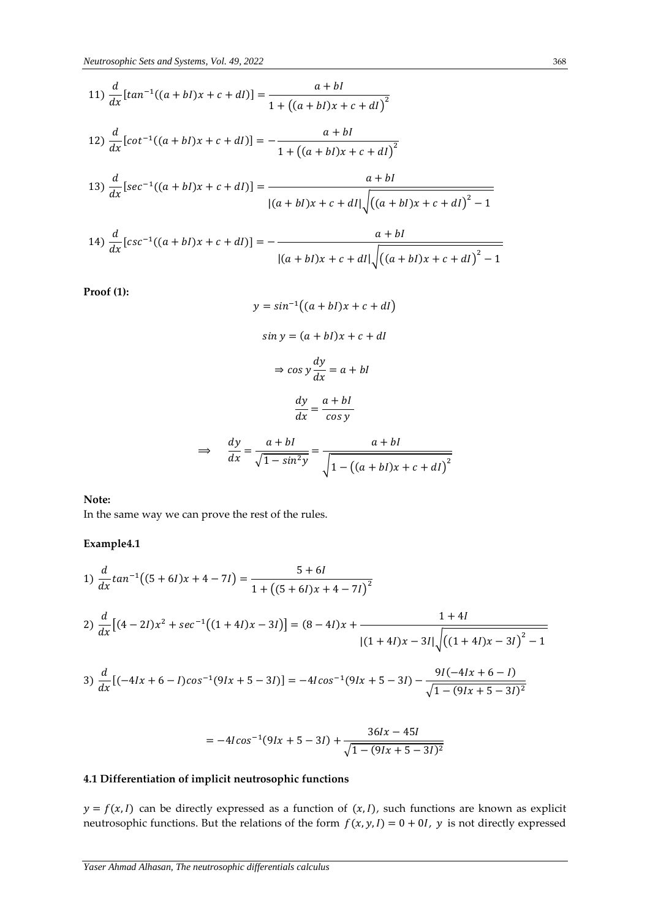11) $\frac{d}{dx}[tan^{-1}((a+bI)x+c+dI)] = \frac{a+bI}{1+\left((a+bI)x+c+dI\right)^2}$

12) $\frac{d}{dx}[cot^{-1}((a+bI)x+c+dI)] = -\frac{a+bI}{1+\left((a+bI)x+c+dI\right)^2}$

13) $\frac{d}{dx}[sec^{-1}((a+bI)x+c+dI)] = \frac{a+bI}{|(a+bI)x+c+dI|\sqrt{\left((a+bI)x+c+dI\right)^2-1}}$

14) $\frac{d}{dx}[csc^{-1}((a+bI)x+c+dI)] = -\frac{a+bI}{|(a+bI)x+c+dI|\sqrt{\left((a+bI)x+c+dI\right)^2-1}}$

**Proof (1):**

$$y = sin^{-1}\left((a+bI)x+c+dI\right)$$

$$sin\, y = (a+bI)x+c+dI$$

$$\Rightarrow cos\, y \frac{dy}{dx} = a+bI$$

$$\frac{dy}{dx} = \frac{a+bI}{cos\, y}$$

$$\Longrightarrow \quad \frac{dy}{dx} = \frac{a+bI}{\sqrt{1-sin^2 y}} = \frac{a+bI}{\sqrt{1-\left((a+bI)x+c+dI\right)^2}}$$

**Note:**
In the same way we can prove the rest of the rules.

**Example4.1**

1) $\frac{d}{dx}tan^{-1}\left((5+6I)x+4-7I\right) = \frac{5+6I}{1+\left((5+6I)x+4-7I\right)^2}$

2) $\frac{d}{dx}\left[(4-2I)x^2+sec^{-1}\left((1+4I)x-3I\right)\right] = (8-4I)x+\frac{1+4I}{|(1+4I)x-3I|\sqrt{\left((1+4I)x-3I\right)^2-1}}$

3) $\frac{d}{dx}[(-4Ix+6-I)cos^{-1}(9Ix+5-3I)] = -4Icos^{-1}(9Ix+5-3I)-\frac{9I(-4Ix+6-I)}{\sqrt{1-(9Ix+5-3I)^2}}$

$$= -4Icos^{-1}(9Ix+5-3I)+\frac{36Ix-45I}{\sqrt{1-(9Ix+5-3I)^2}}$$

### 4.1 Differentiation of implicit neutrosophic functions

$y = f(x,I)$ can be directly expressed as a function of $(x,I)$, such functions are known as explicit neutrosophic functions. But the relations of the form $f(x,y,I) = 0+0I$, $y$ is not directly expressed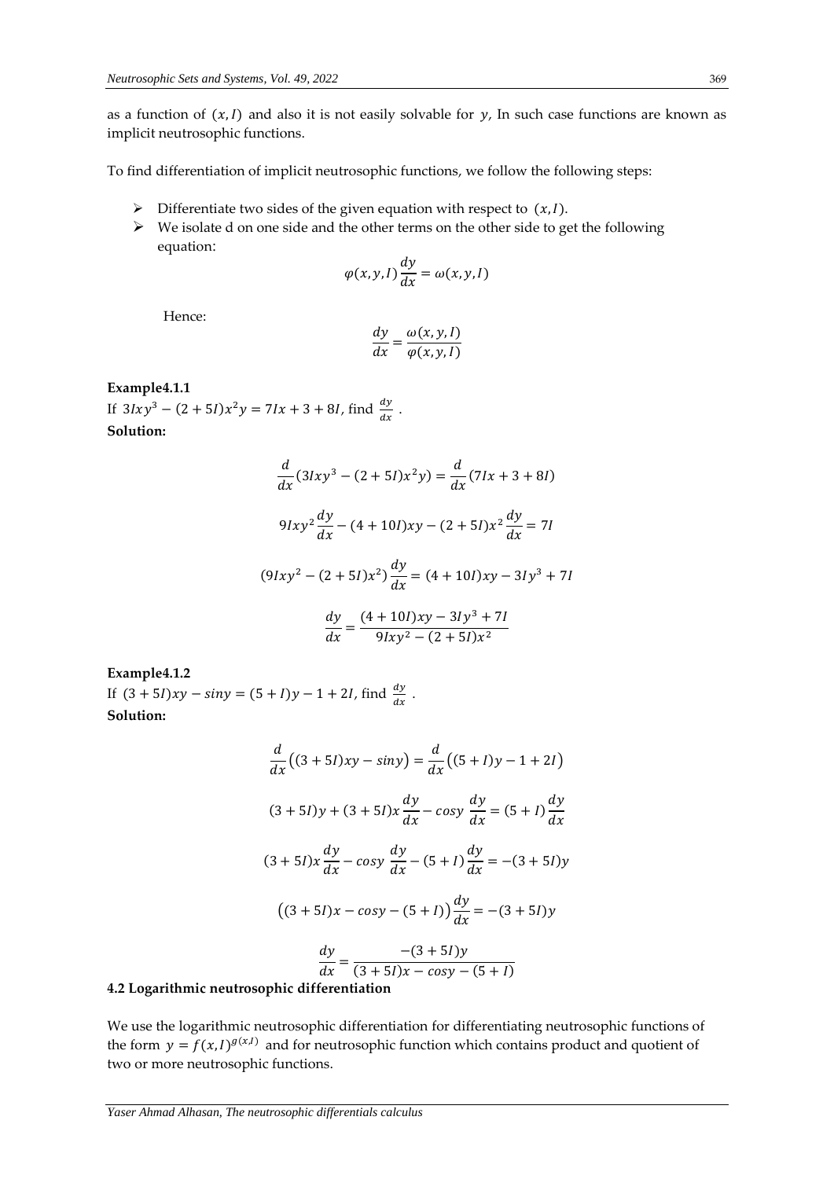as a function of $(x, I)$ and also it is not easily solvable for $y$, In such case functions are known as implicit neutrosophic functions.

To find differentiation of implicit neutrosophic functions, we follow the following steps:

- Differentiate two sides of the given equation with respect to $(x, I)$.
- We isolate d on one side and the other terms on the other side to get the following equation:

$$\varphi(x, y, I)\frac{dy}{dx} = \omega(x, y, I)$$

Hence:

$$\frac{dy}{dx} = \frac{\omega(x, y, I)}{\varphi(x, y, I)}$$

**Example4.1.1**

If $3Ixy^3 - (2 + 5I)x^2y = 7Ix + 3 + 8I$, find $\frac{dy}{dx}$ .

**Solution:**

$$\frac{d}{dx}(3Ixy^3 - (2 + 5I)x^2y) = \frac{d}{dx}(7Ix + 3 + 8I)$$

$$9Ixy^2\frac{dy}{dx} - (4 + 10I)xy - (2 + 5I)x^2\frac{dy}{dx} = 7I$$

$$(9Ixy^2 - (2 + 5I)x^2)\frac{dy}{dx} = (4 + 10I)xy - 3Iy^3 + 7I$$

$$\frac{dy}{dx} = \frac{(4 + 10I)xy - 3Iy^3 + 7I}{9Ixy^2 - (2 + 5I)x^2}$$

**Example4.1.2**

If $(3 + 5I)xy - siny = (5 + I)y - 1 + 2I$, find $\frac{dy}{dx}$ .

**Solution:**

$$\frac{d}{dx}\big((3 + 5I)xy - siny\big) = \frac{d}{dx}\big((5 + I)y - 1 + 2I\big)$$

$$(3 + 5I)y + (3 + 5I)x\frac{dy}{dx} - cosy\ \frac{dy}{dx} = (5 + I)\frac{dy}{dx}$$

$$(3 + 5I)x\frac{dy}{dx} - cosy\ \frac{dy}{dx} - (5 + I)\frac{dy}{dx} = -(3 + 5I)y$$

$$\big((3 + 5I)x - cosy - (5 + I)\big)\frac{dy}{dx} = -(3 + 5I)y$$

$$\frac{dy}{dx} = \frac{-(3 + 5I)y}{(3 + 5I)x - cosy - (5 + I)}$$

**4.2 Logarithmic neutrosophic differentiation**

We use the logarithmic neutrosophic differentiation for differentiating neutrosophic functions of the form $y = f(x, I)^{g(x,I)}$ and for neutrosophic function which contains product and quotient of two or more neutrosophic functions.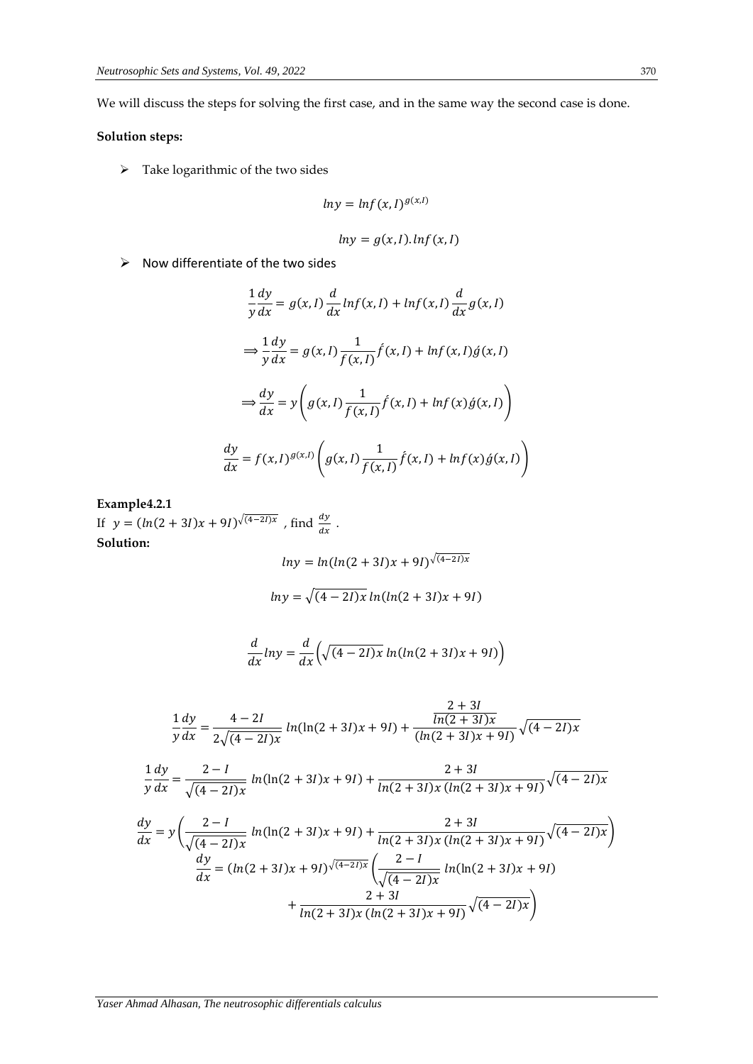We will discuss the steps for solving the first case, and in the same way the second case is done.

**Solution steps:**

- Take logarithmic of the two sides

$$lny = lnf(x,I)^{g(x,I)}$$

$$lny = g(x,I).lnf(x,I)$$

- Now differentiate of the two sides

$$\frac{1}{y}\frac{dy}{dx} = g(x,I)\frac{d}{dx}lnf(x,I) + lnf(x,I)\frac{d}{dx}g(x,I)$$

$$\Longrightarrow \frac{1}{y}\frac{dy}{dx} = g(x,I)\frac{1}{f(x,I)}\acute{f}(x,I) + lnf(x,I)\acute{g}(x,I)$$

$$\Longrightarrow \frac{dy}{dx} = y\left(g(x,I)\frac{1}{f(x,I)}\acute{f}(x,I) + lnf(x)\acute{g}(x,I)\right)$$

$$\frac{dy}{dx} = f(x,I)^{g(x,I)}\left(g(x,I)\frac{1}{f(x,I)}\acute{f}(x,I) + lnf(x)\acute{g}(x,I)\right)$$

**Example4.2.1**

If $y = (ln(2+3I)x + 9I)^{\sqrt{(4-2I)x}}$ , find $\frac{dy}{dx}$ .

**Solution:**

$$lny = ln(ln(2+3I)x + 9I)^{\sqrt{(4-2I)x}}$$

$$lny = \sqrt{(4-2I)x}\, ln(ln(2+3I)x + 9I)$$

$$\frac{d}{dx}lny = \frac{d}{dx}\left(\sqrt{(4-2I)x}\, ln(ln(2+3I)x + 9I)\right)$$

$$\frac{1}{y}\frac{dy}{dx} = \frac{4-2I}{2\sqrt{(4-2I)x}}\, ln(\ln(2+3I)x + 9I) + \frac{\frac{2+3I}{ln(2+3I)x}}{(ln(2+3I)x + 9I)}\sqrt{(4-2I)x}$$

$$\frac{1}{y}\frac{dy}{dx} = \frac{2-I}{\sqrt{(4-2I)x}}\, ln(\ln(2+3I)x + 9I) + \frac{2+3I}{ln(2+3I)x\,(ln(2+3I)x + 9I)}\sqrt{(4-2I)x}$$

$$\frac{dy}{dx} = y\left(\frac{2-I}{\sqrt{(4-2I)x}}\, ln(\ln(2+3I)x + 9I) + \frac{2+3I}{ln(2+3I)x\,(ln(2+3I)x + 9I)}\sqrt{(4-2I)x}\right)$$

$$\frac{dy}{dx} = (ln(2+3I)x + 9I)^{\sqrt{(4-2I)x}}\left(\frac{2-I}{\sqrt{(4-2I)x}}\, ln(\ln(2+3I)x + 9I) + \frac{2+3I}{ln(2+3I)x\,(ln(2+3I)x + 9I)}\sqrt{(4-2I)x}\right)$$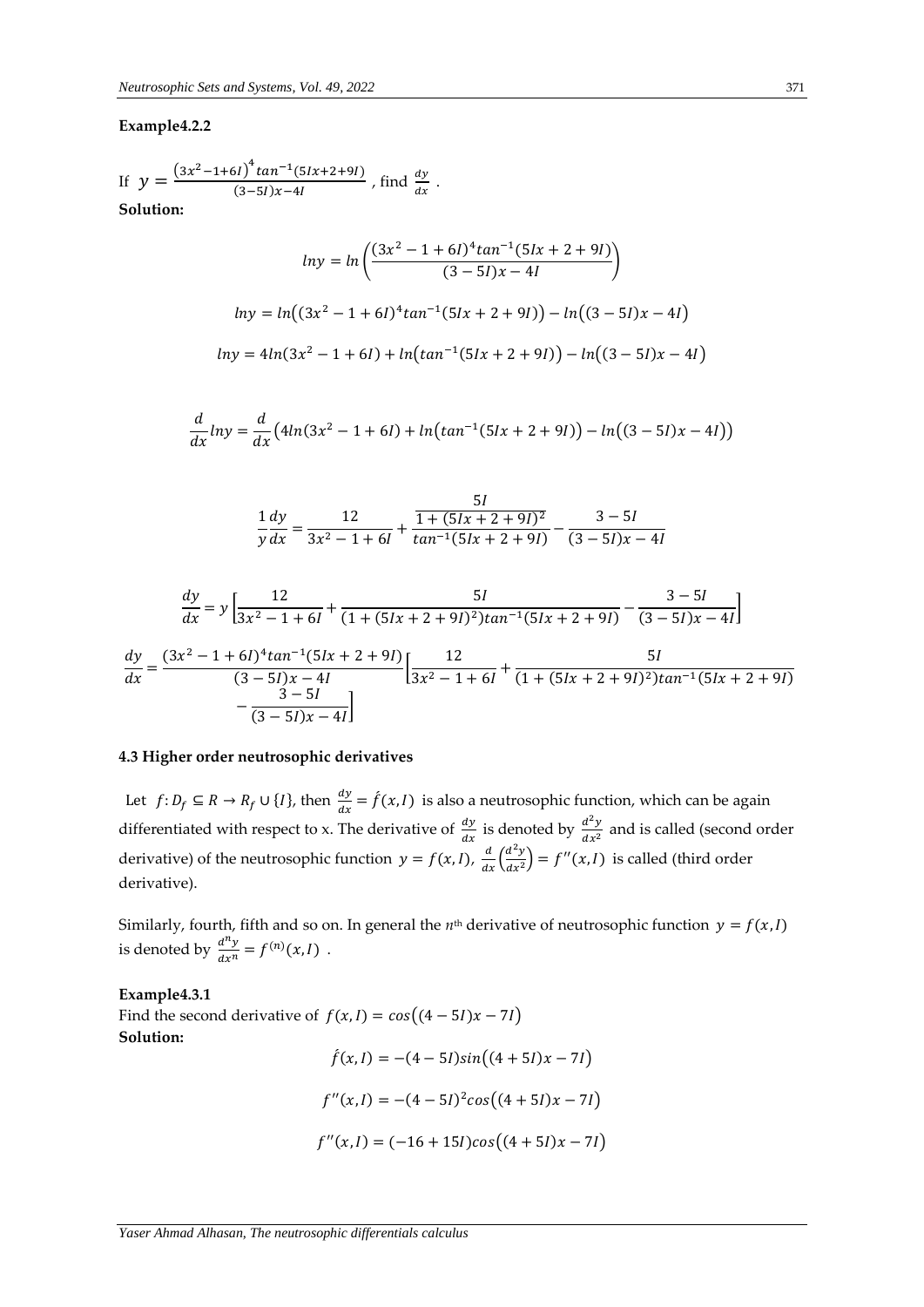**Example4.2.2**

If $y = \frac{(3x^2-1+6I)^4 tan^{-1}(5Ix+2+9I)}{(3-5I)x-4I}$ , find $\frac{dy}{dx}$ .

**Solution:**

$$lny = ln\left(\frac{(3x^2-1+6I)^4 tan^{-1}(5Ix+2+9I)}{(3-5I)x-4I}\right)$$

$$lny = ln\big((3x^2-1+6I)^4 tan^{-1}(5Ix+2+9I)\big) - ln\big((3-5I)x-4I\big)$$

$$lny = 4ln(3x^2-1+6I) + ln\big(tan^{-1}(5Ix+2+9I)\big) - ln\big((3-5I)x-4I\big)$$

$$\frac{d}{dx}lny = \frac{d}{dx}\big(4ln(3x^2-1+6I) + ln\big(tan^{-1}(5Ix+2+9I)\big) - ln\big((3-5I)x-4I\big)\big)$$

$$\frac{1}{y}\frac{dy}{dx} = \frac{12}{3x^2-1+6I} + \frac{\frac{5I}{1+(5Ix+2+9I)^2}}{tan^{-1}(5Ix+2+9I)} - \frac{3-5I}{(3-5I)x-4I}$$

$$\frac{dy}{dx} = y\left[\frac{12}{3x^2-1+6I} + \frac{5I}{(1+(5Ix+2+9I)^2)tan^{-1}(5Ix+2+9I)} - \frac{3-5I}{(3-5I)x-4I}\right]$$

$$\frac{dy}{dx} = \frac{(3x^2-1+6I)^4 tan^{-1}(5Ix+2+9I)}{(3-5I)x-4I}\left[\frac{12}{3x^2-1+6I} + \frac{5I}{(1+(5Ix+2+9I)^2)tan^{-1}(5Ix+2+9I)} - \frac{3-5I}{(3-5I)x-4I}\right]$$

**4.3 Higher order neutrosophic derivatives**

Let $f: D_f \subseteq R \to R_f \cup \{I\}$, then $\frac{dy}{dx} = \acute{f}(x,I)$ is also a neutrosophic function, which can be again differentiated with respect to x. The derivative of $\frac{dy}{dx}$ is denoted by $\frac{d^2y}{dx^2}$ and is called (second order derivative) of the neutrosophic function $y = f(x,I)$, $\frac{d}{dx}\left(\frac{d^2y}{dx^2}\right) = f''(x,I)$ is called (third order derivative).

Similarly, fourth, fifth and so on. In general the $n^{th}$ derivative of neutrosophic function $y = f(x,I)$ is denoted by $\frac{d^ny}{dx^n} = f^{(n)}(x,I)$ .

**Example4.3.1**

Find the second derivative of $f(x,I) = cos\big((4-5I)x-7I\big)$

**Solution:**

$$\acute{f}(x,I) = -(4-5I)sin\big((4+5I)x-7I\big)$$

$$f''(x,I) = -(4-5I)^2cos\big((4+5I)x-7I\big)$$

$$f''(x,I) = (-16+15I)cos\big((4+5I)x-7I\big)$$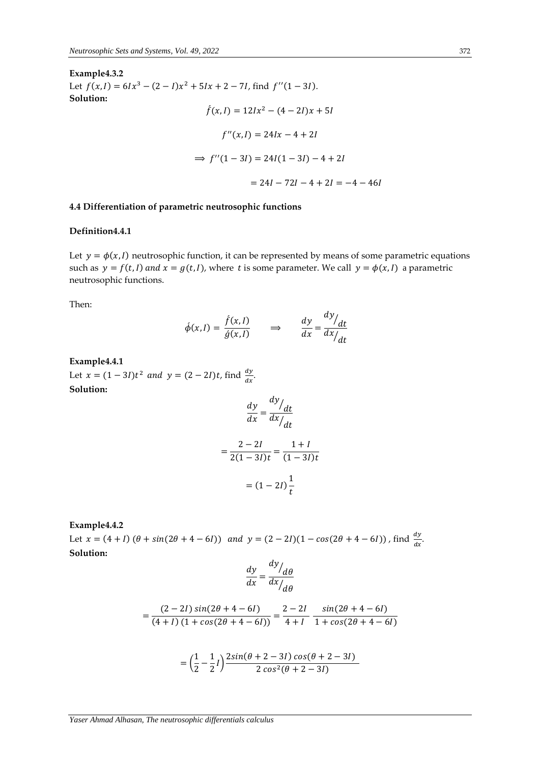**Example4.3.2**

Let $f(x,I) = 6Ix^3 - (2-I)x^2 + 5Ix + 2 - 7I$, find $f''(1-3I)$.

**Solution:**

$$\acute{f}(x,I) = 12Ix^2 - (4-2I)x + 5I$$

$$f''(x,I) = 24Ix - 4 + 2I$$

$$\Longrightarrow f''(1-3I) = 24I(1-3I) - 4 + 2I$$

$$= 24I - 72I - 4 + 2I = -4 - 46I$$

### 4.4 Differentiation of parametric neutrosophic functions

**Definition4.4.1**

Let $y = \phi(x,I)$ neutrosophic function, it can be represented by means of some parametric equations such as $y = f(t,I)$ *and* $x = g(t,I)$, where $t$ is some parameter. We call $y = \phi(x,I)$ a parametric neutrosophic functions.

Then:

$$\acute{\phi}(x,I) = \frac{\acute{f}(x,I)}{\acute{g}(x,I)} \quad \Longrightarrow \quad \frac{dy}{dx} = \frac{dy/_{dt}}{dx/_{dt}}$$

**Example4.4.1**

Let $x = (1-3I)t^2$ *and* $y = (2-2I)t$, find $\frac{dy}{dx}$.

**Solution:**

$$\frac{dy}{dx} = \frac{dy/_{dt}}{dx/_{dt}}$$

$$= \frac{2-2I}{2(1-3I)t} = \frac{1+I}{(1-3I)t}$$

$$= (1-2I)\frac{1}{t}$$

**Example4.4.2**

Let $x = (4+I)\,(\theta + sin(2\theta + 4 - 6I))$ *and* $y = (2-2I)(1 - cos(2\theta + 4 - 6I))$ , find $\frac{dy}{dx}$.

**Solution:**

$$\frac{dy}{dx} = \frac{dy/_{d\theta}}{dx/_{d\theta}}$$

$$= \frac{(2-2I)\,sin(2\theta + 4 - 6I)}{(4+I)\,(1 + cos(2\theta + 4 - 6I))} = \frac{2-2I}{4+I}\;\frac{sin(2\theta + 4 - 6I)}{1 + cos(2\theta + 4 - 6I)}$$

$$= \left(\frac{1}{2} - \frac{1}{2}I\right)\frac{2sin(\theta + 2 - 3I)\,cos(\theta + 2 - 3I)}{2\,cos^2(\theta + 2 - 3I)}$$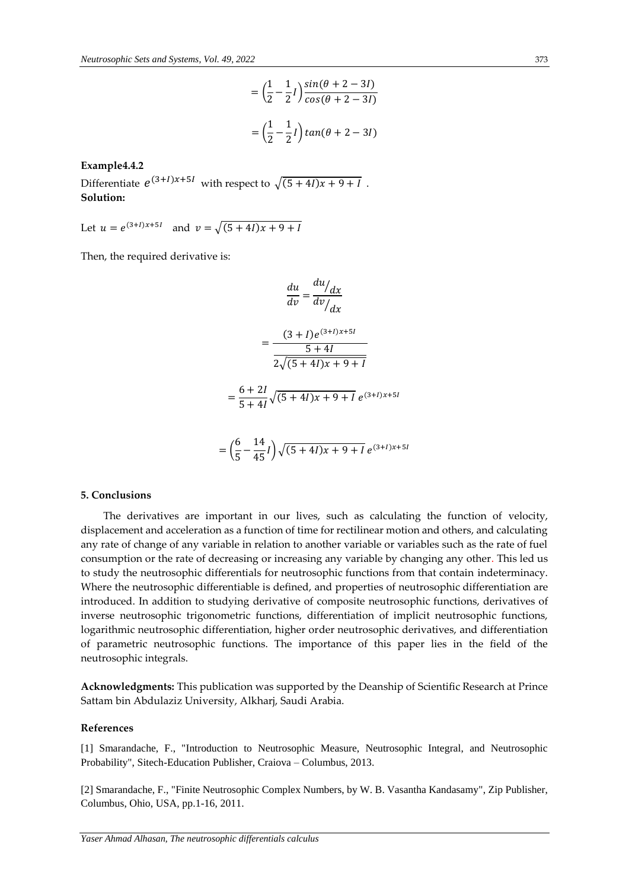$$= \left(\frac{1}{2} - \frac{1}{2}I\right) \frac{\sin(\theta + 2 - 3I)}{\cos(\theta + 2 - 3I)}$$

$$= \left(\frac{1}{2} - \frac{1}{2}I\right) \tan(\theta + 2 - 3I)$$

**Example4.4.2**

Differentiate $e^{(3+I)x+5I}$ with respect to $\sqrt{(5+4I)x + 9 + I}$ .

**Solution:**

Let $u = e^{(3+I)x+5I}$ and $v = \sqrt{(5+4I)x + 9 + I}$

Then, the required derivative is:

$$\frac{du}{dv} = \frac{du/_{dx}}{dv/_{dx}}$$

$$= \frac{(3+I)e^{(3+I)x+5I}}{\frac{5+4I}{2\sqrt{(5+4I)x+9+I}}}$$

$$= \frac{6+2I}{5+4I}\sqrt{(5+4I)x+9+I}\; e^{(3+I)x+5I}$$

$$= \left(\frac{6}{5} - \frac{14}{45}I\right)\sqrt{(5+4I)x+9+I}\; e^{(3+I)x+5I}$$

## 5. Conclusions

The derivatives are important in our lives, such as calculating the function of velocity, displacement and acceleration as a function of time for rectilinear motion and others, and calculating any rate of change of any variable in relation to another variable or variables such as the rate of fuel consumption or the rate of decreasing or increasing any variable by changing any other. This led us to study the neutrosophic differentials for neutrosophic functions from that contain indeterminacy. Where the neutrosophic differentiable is defined, and properties of neutrosophic differentiation are introduced. In addition to studying derivative of composite neutrosophic functions, derivatives of inverse neutrosophic trigonometric functions, differentiation of implicit neutrosophic functions, logarithmic neutrosophic differentiation, higher order neutrosophic derivatives, and differentiation of parametric neutrosophic functions. The importance of this paper lies in the field of the neutrosophic integrals.

**Acknowledgments:** This publication was supported by the Deanship of Scientific Research at Prince Sattam bin Abdulaziz University, Alkharj, Saudi Arabia.

## References

[1] Smarandache, F., "Introduction to Neutrosophic Measure, Neutrosophic Integral, and Neutrosophic Probability", Sitech-Education Publisher, Craiova – Columbus, 2013.

[2] Smarandache, F., "Finite Neutrosophic Complex Numbers, by W. B. Vasantha Kandasamy", Zip Publisher, Columbus, Ohio, USA, pp.1-16, 2011.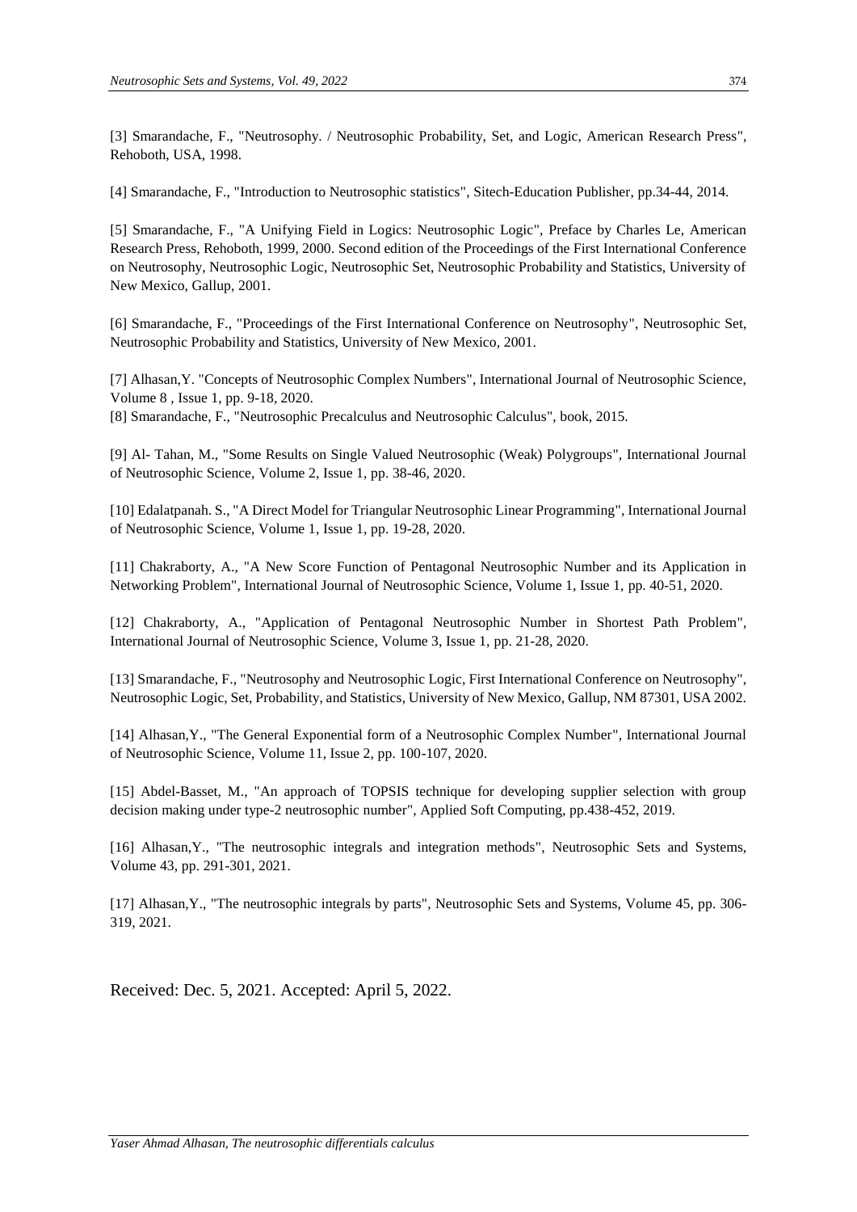[3] Smarandache, F., "Neutrosophy. / Neutrosophic Probability, Set, and Logic, American Research Press", Rehoboth, USA, 1998.

[4] Smarandache, F., "Introduction to Neutrosophic statistics", Sitech-Education Publisher, pp.34-44, 2014.

[5] Smarandache, F., "A Unifying Field in Logics: Neutrosophic Logic", Preface by Charles Le, American Research Press, Rehoboth, 1999, 2000. Second edition of the Proceedings of the First International Conference on Neutrosophy, Neutrosophic Logic, Neutrosophic Set, Neutrosophic Probability and Statistics, University of New Mexico, Gallup, 2001.

[6] Smarandache, F., "Proceedings of the First International Conference on Neutrosophy", Neutrosophic Set, Neutrosophic Probability and Statistics, University of New Mexico, 2001.

[7] Alhasan,Y. "Concepts of Neutrosophic Complex Numbers", International Journal of Neutrosophic Science, Volume 8 , Issue 1, pp. 9-18, 2020.

[8] Smarandache, F., "Neutrosophic Precalculus and Neutrosophic Calculus", book, 2015.

[9] Al- Tahan, M., "Some Results on Single Valued Neutrosophic (Weak) Polygroups", International Journal of Neutrosophic Science, Volume 2, Issue 1, pp. 38-46, 2020.

[10] Edalatpanah. S., "A Direct Model for Triangular Neutrosophic Linear Programming", International Journal of Neutrosophic Science, Volume 1, Issue 1, pp. 19-28, 2020.

[11] Chakraborty, A., "A New Score Function of Pentagonal Neutrosophic Number and its Application in Networking Problem", International Journal of Neutrosophic Science, Volume 1, Issue 1, pp. 40-51, 2020.

[12] Chakraborty, A., "Application of Pentagonal Neutrosophic Number in Shortest Path Problem", International Journal of Neutrosophic Science, Volume 3, Issue 1, pp. 21-28, 2020.

[13] Smarandache, F., "Neutrosophy and Neutrosophic Logic, First International Conference on Neutrosophy", Neutrosophic Logic, Set, Probability, and Statistics, University of New Mexico, Gallup, NM 87301, USA 2002.

[14] Alhasan,Y., "The General Exponential form of a Neutrosophic Complex Number", International Journal of Neutrosophic Science, Volume 11, Issue 2, pp. 100-107, 2020.

[15] Abdel-Basset, M., "An approach of TOPSIS technique for developing supplier selection with group decision making under type-2 neutrosophic number", Applied Soft Computing, pp.438-452, 2019.

[16] Alhasan,Y., "The neutrosophic integrals and integration methods", Neutrosophic Sets and Systems, Volume 43, pp. 291-301, 2021.

[17] Alhasan,Y., "The neutrosophic integrals by parts", Neutrosophic Sets and Systems, Volume 45, pp. 306-319, 2021.

Received: Dec. 5, 2021. Accepted: April 5, 2022.